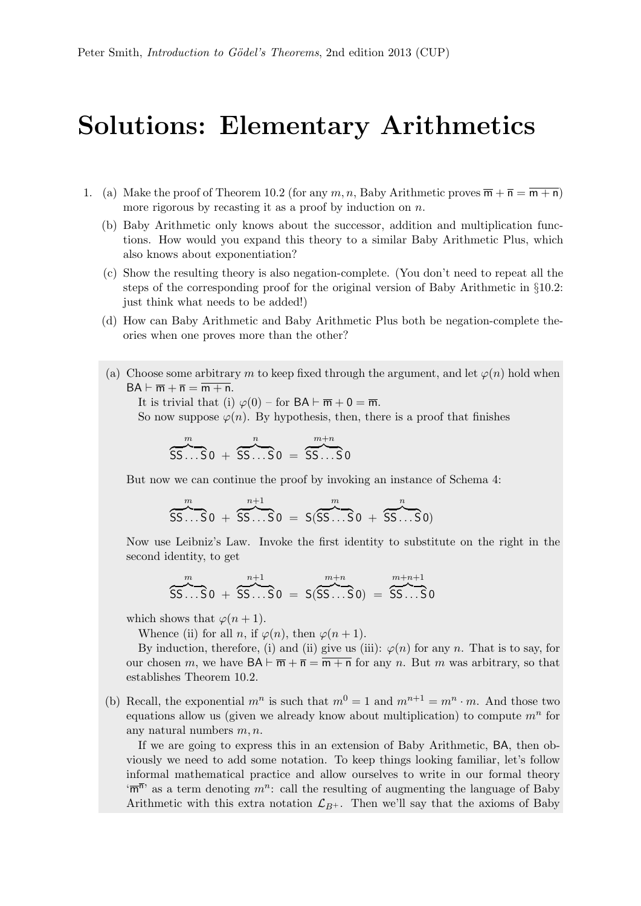# Solutions: Elementary Arithmetics

1. (a) Make the proof of Theorem 10.2 (for any $m, n$, Baby Arithmetic proves $\overline{\mathsf{m}} + \overline{\mathsf{n}} = \overline{\mathsf{m + n}}$) more rigorous by recasting it as a proof by induction on $n$.

   (b) Baby Arithmetic only knows about the successor, addition and multiplication functions. How would you expand this theory to a similar Baby Arithmetic Plus, which also knows about exponentiation?

   (c) Show the resulting theory is also negation-complete. (You don't need to repeat all the steps of the corresponding proof for the original version of Baby Arithmetic in §10.2: just think what needs to be added!)

   (d) How can Baby Arithmetic and Baby Arithmetic Plus both be negation-complete theories when one proves more than the other?

(a) Choose some arbitrary $m$ to keep fixed through the argument, and let $\varphi(n)$ hold when $\mathsf{BA} \vdash \overline{\mathsf{m}} + \overline{\mathsf{n}} = \overline{\mathsf{m + n}}$.

It is trivial that (i) $\varphi(0)$ – for $\mathsf{BA} \vdash \overline{\mathsf{m}} + 0 = \overline{\mathsf{m}}$.

So now suppose $\varphi(n)$. By hypothesis, then, there is a proof that finishes

$$\overbrace{\mathsf{SS}\ldots\mathsf{S}}^{m}0 \;+\; \overbrace{\mathsf{SS}\ldots\mathsf{S}}^{n}0 \;=\; \overbrace{\mathsf{SS}\ldots\mathsf{S}}^{m+n}0$$

But now we can continue the proof by invoking an instance of Schema 4:

$$\overbrace{\mathsf{SS}\ldots\mathsf{S}}^{m}0 \;+\; \overbrace{\mathsf{SS}\ldots\mathsf{S}}^{n+1}0 \;=\; \mathsf{S}(\overbrace{\mathsf{SS}\ldots\mathsf{S}}^{m}0 \;+\; \overbrace{\mathsf{SS}\ldots\mathsf{S}}^{n}0)$$

Now use Leibniz's Law. Invoke the first identity to substitute on the right in the second identity, to get

$$\overbrace{\mathsf{SS}\ldots\mathsf{S}}^{m}0 \;+\; \overbrace{\mathsf{SS}\ldots\mathsf{S}}^{n+1}0 \;=\; \mathsf{S}(\overbrace{\mathsf{SS}\ldots\mathsf{S}}^{m+n}0) \;=\; \overbrace{\mathsf{SS}\ldots\mathsf{S}}^{m+n+1}0$$

which shows that $\varphi(n+1)$.

Whence (ii) for all $n$, if $\varphi(n)$, then $\varphi(n+1)$.

By induction, therefore, (i) and (ii) give us (iii): $\varphi(n)$ for any $n$. That is to say, for our chosen $m$, we have $\mathsf{BA} \vdash \overline{\mathsf{m}} + \overline{\mathsf{n}} = \overline{\mathsf{m + n}}$ for any $n$. But $m$ was arbitrary, so that establishes Theorem 10.2.

(b) Recall, the exponential $m^n$ is such that $m^0 = 1$ and $m^{n+1} = m^n \cdot m$. And those two equations allow us (given we already know about multiplication) to compute $m^n$ for any natural numbers $m, n$.

If we are going to express this in an extension of Baby Arithmetic, $\mathsf{BA}$, then obviously we need to add some notation. To keep things looking familiar, let's follow informal mathematical practice and allow ourselves to write in our formal theory '$\overline{\mathsf{m}}^{\overline{\mathsf{n}}}$' as a term denoting $m^n$: call the resulting of augmenting the language of Baby Arithmetic with this extra notation $\mathcal{L}_{B+}$. Then we'll say that the axioms of Baby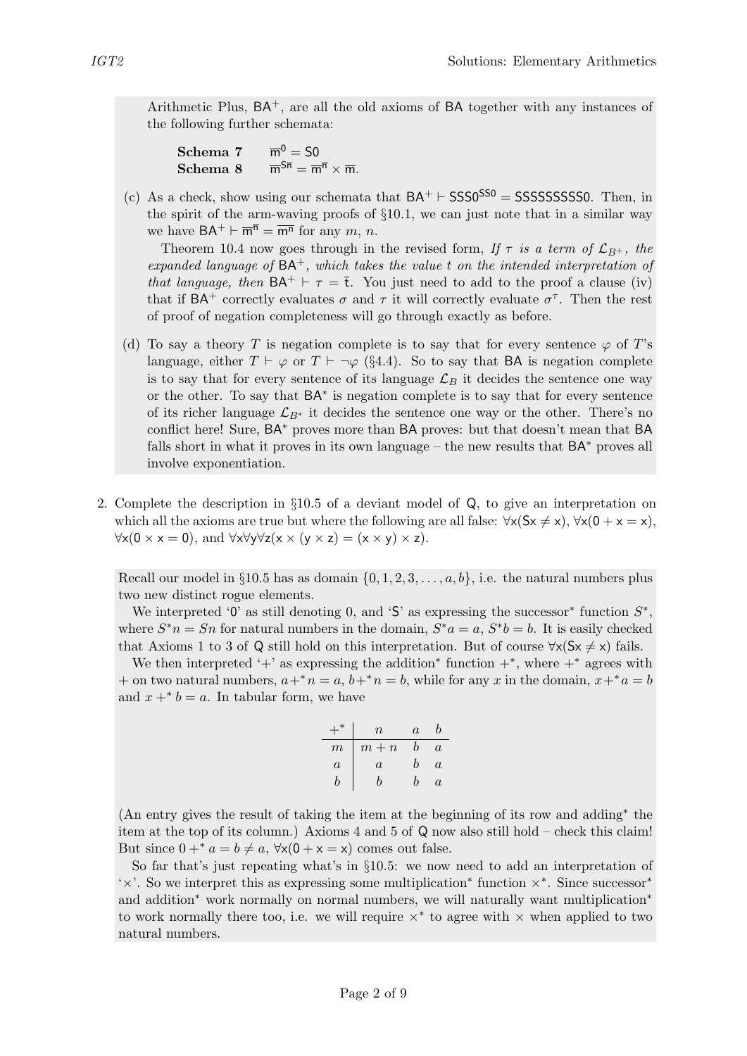Arithmetic Plus, $\mathsf{BA}^+$, are all the old axioms of $\mathsf{BA}$ together with any instances of the following further schemata:

**Schema 7** $\quad \overline{\mathsf{m}}^{\mathsf{0}} = \mathsf{S0}$

**Schema 8** $\quad \overline{\mathsf{m}}^{\mathsf{S}\overline{\mathsf{n}}} = \overline{\mathsf{m}}^{\overline{\mathsf{n}}} \times \overline{\mathsf{m}}$.

(c) As a check, show using our schemata that $\mathsf{BA}^+ \vdash \mathsf{SSS0}^{\mathsf{SS0}} = \mathsf{SSSSSSSSS0}$. Then, in the spirit of the arm-waving proofs of §10.1, we can just note that in a similar way we have $\mathsf{BA}^+ \vdash \overline{\mathsf{m}}^{\overline{\mathsf{n}}} = \overline{\mathsf{m^n}}$ for any $m$, $n$.

Theorem 10.4 now goes through in the revised form, *If $\tau$ is a term of $\mathcal{L}_{B^+}$, the expanded language of* $\mathsf{BA}^+$, *which takes the value $t$ on the intended interpretation of that language, then* $\mathsf{BA}^+ \vdash \tau = \overline{\mathsf{t}}$. You just need to add to the proof a clause (iv) that if $\mathsf{BA}^+$ correctly evaluates $\sigma$ and $\tau$ it will correctly evaluate $\sigma^\tau$. Then the rest of proof of negation completeness will go through exactly as before.

(d) To say a theory $T$ is negation complete is to say that for every sentence $\varphi$ of $T$'s language, either $T \vdash \varphi$ or $T \vdash \neg\varphi$ (§4.4). So to say that $\mathsf{BA}$ is negation complete is to say that for every sentence of its language $\mathcal{L}_B$ it decides the sentence one way or the other. To say that $\mathsf{BA}^*$ is negation complete is to say that for every sentence of its richer language $\mathcal{L}_{B^*}$ it decides the sentence one way or the other. There's no conflict here! Sure, $\mathsf{BA}^*$ proves more than $\mathsf{BA}$ proves: but that doesn't mean that $\mathsf{BA}$ falls short in what it proves in its own language – the new results that $\mathsf{BA}^*$ proves all involve exponentiation.

2. Complete the description in §10.5 of a deviant model of $\mathsf{Q}$, to give an interpretation on which all the axioms are true but where the following are all false: $\forall \mathsf{x}(\mathsf{Sx} \neq \mathsf{x})$, $\forall \mathsf{x}(\mathsf{0} + \mathsf{x} = \mathsf{x})$, $\forall \mathsf{x}(\mathsf{0} \times \mathsf{x} = \mathsf{0})$, and $\forall \mathsf{x}\forall \mathsf{y}\forall \mathsf{z}(\mathsf{x} \times (\mathsf{y} \times \mathsf{z}) = (\mathsf{x} \times \mathsf{y}) \times \mathsf{z})$.

Recall our model in §10.5 has as domain $\{0, 1, 2, 3, \ldots, a, b\}$, i.e. the natural numbers plus two new distinct rogue elements.

We interpreted '$\mathsf{0}$' as still denoting 0, and '$\mathsf{S}$' as expressing the successor* function $S^*$, where $S^*n = Sn$ for natural numbers in the domain, $S^*a = a$, $S^*b = b$. It is easily checked that Axioms 1 to 3 of $\mathsf{Q}$ still hold on this interpretation. But of course $\forall \mathsf{x}(\mathsf{Sx} \neq \mathsf{x})$ fails.

We then interpreted '$+$' as expressing the addition* function $+^*$, where $+^*$ agrees with $+$ on two natural numbers, $a +^* n = a$, $b +^* n = b$, while for any $x$ in the domain, $x +^* a = b$ and $x +^* b = a$. In tabular form, we have

| $+^*$ | $n$ | $a$ | $b$ |
|---|---|---|---|
| $m$ | $m + n$ | $b$ | $a$ |
| $a$ | $a$ | $b$ | $a$ |
| $b$ | $b$ | $b$ | $a$ |

(An entry gives the result of taking the item at the beginning of its row and adding* the item at the top of its column.) Axioms 4 and 5 of $\mathsf{Q}$ now also still hold – check this claim! But since $0 +^* a = b \neq a$, $\forall \mathsf{x}(\mathsf{0} + \mathsf{x} = \mathsf{x})$ comes out false.

So far that's just repeating what's in §10.5: we now need to add an interpretation of '$\times$'. So we interpret this as expressing some multiplication* function $\times^*$. Since successor* and addition* work normally on normal numbers, we will naturally want multiplication* to work normally there too, i.e. we will require $\times^*$ to agree with $\times$ when applied to two natural numbers.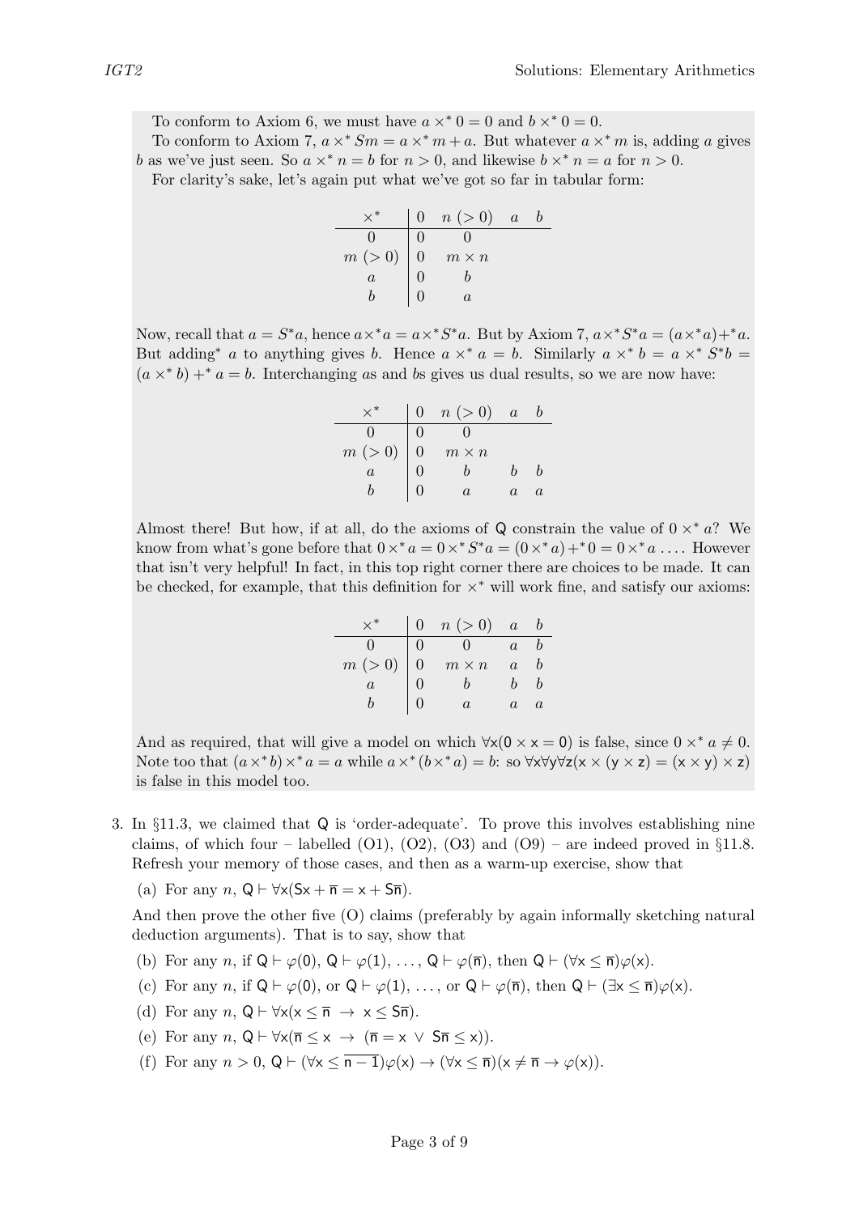To conform to Axiom 6, we must have $a \times^* 0 = 0$ and $b \times^* 0 = 0$.

To conform to Axiom 7, $a \times^* Sm = a \times^* m + a$. But whatever $a \times^* m$ is, adding $a$ gives $b$ as we've just seen. So $a \times^* n = b$ for $n > 0$, and likewise $b \times^* n = a$ for $n > 0$.

For clarity's sake, let's again put what we've got so far in tabular form:

| $\times^*$ | $0$ | $n\ (>0)$ | $a$ | $b$ |
|---|---|---|---|---|
| $0$ | $0$ | $0$ | | |
| $m\ (>0)$ | $0$ | $m \times n$ | | |
| $a$ | $0$ | $b$ | | |
| $b$ | $0$ | $a$ | | |

Now, recall that $a = S^*a$, hence $a \times^* a = a \times^* S^*a$. But by Axiom 7, $a \times^* S^*a = (a \times^* a) +^* a$. But adding$^*$ $a$ to anything gives $b$. Hence $a \times^* a = b$. Similarly $a \times^* b = a \times^* S^*b = (a \times^* b) +^* a = b$. Interchanging $a$s and $b$s gives us dual results, so we are now have:

| $\times^*$ | $0$ | $n\ (>0)$ | $a$ | $b$ |
|---|---|---|---|---|
| $0$ | $0$ | $0$ | | |
| $m\ (>0)$ | $0$ | $m \times n$ | | |
| $a$ | $0$ | $b$ | $b$ | $b$ |
| $b$ | $0$ | $a$ | $a$ | $a$ |

Almost there! But how, if at all, do the axioms of $\mathsf{Q}$ constrain the value of $0 \times^* a$? We know from what's gone before that $0 \times^* a = 0 \times^* S^*a = (0 \times^* a) +^* 0 = 0 \times^* a \ldots$. However that isn't very helpful! In fact, in this top right corner there are choices to be made. It can be checked, for example, that this definition for $\times^*$ will work fine, and satisfy our axioms:

| $\times^*$ | $0$ | $n\ (>0)$ | $a$ | $b$ |
|---|---|---|---|---|
| $0$ | $0$ | $0$ | $a$ | $b$ |
| $m\ (>0)$ | $0$ | $m \times n$ | $a$ | $b$ |
| $a$ | $0$ | $b$ | $b$ | $b$ |
| $b$ | $0$ | $a$ | $a$ | $a$ |

And as required, that will give a model on which $\forall \mathsf{x}(0 \times \mathsf{x} = 0)$ is false, since $0 \times^* a \neq 0$. Note too that $(a \times^* b) \times^* a = a$ while $a \times^* (b \times^* a) = b$: so $\forall \mathsf{x} \forall \mathsf{y} \forall \mathsf{z}(\mathsf{x} \times (\mathsf{y} \times \mathsf{z}) = (\mathsf{x} \times \mathsf{y}) \times \mathsf{z})$ is false in this model too.

3. In §11.3, we claimed that $\mathsf{Q}$ is 'order-adequate'. To prove this involves establishing nine claims, of which four – labelled (O1), (O2), (O3) and (O9) – are indeed proved in §11.8. Refresh your memory of those cases, and then as a warm-up exercise, show that

   (a) For any $n$, $\mathsf{Q} \vdash \forall \mathsf{x}(\mathsf{Sx} + \overline{\mathsf{n}} = \mathsf{x} + \mathsf{S}\overline{\mathsf{n}})$.

   And then prove the other five (O) claims (preferably by again informally sketching natural deduction arguments). That is to say, show that

   (b) For any $n$, if $\mathsf{Q} \vdash \varphi(0)$, $\mathsf{Q} \vdash \varphi(1)$, …, $\mathsf{Q} \vdash \varphi(\overline{\mathsf{n}})$, then $\mathsf{Q} \vdash (\forall \mathsf{x} \leq \overline{\mathsf{n}})\varphi(\mathsf{x})$.

   (c) For any $n$, if $\mathsf{Q} \vdash \varphi(0)$, or $\mathsf{Q} \vdash \varphi(1)$, …, or $\mathsf{Q} \vdash \varphi(\overline{\mathsf{n}})$, then $\mathsf{Q} \vdash (\exists \mathsf{x} \leq \overline{\mathsf{n}})\varphi(\mathsf{x})$.

   (d) For any $n$, $\mathsf{Q} \vdash \forall \mathsf{x}(\mathsf{x} \leq \overline{\mathsf{n}} \ \rightarrow\ \mathsf{x} \leq \mathsf{S}\overline{\mathsf{n}})$.

   (e) For any $n$, $\mathsf{Q} \vdash \forall \mathsf{x}(\overline{\mathsf{n}} \leq \mathsf{x} \ \rightarrow\ (\overline{\mathsf{n}} = \mathsf{x} \ \vee\ \mathsf{S}\overline{\mathsf{n}} \leq \mathsf{x}))$.

   (f) For any $n > 0$, $\mathsf{Q} \vdash (\forall \mathsf{x} \leq \overline{\mathsf{n-1}})\varphi(\mathsf{x}) \rightarrow (\forall \mathsf{x} \leq \overline{\mathsf{n}})(\mathsf{x} \neq \overline{\mathsf{n}} \rightarrow \varphi(\mathsf{x}))$.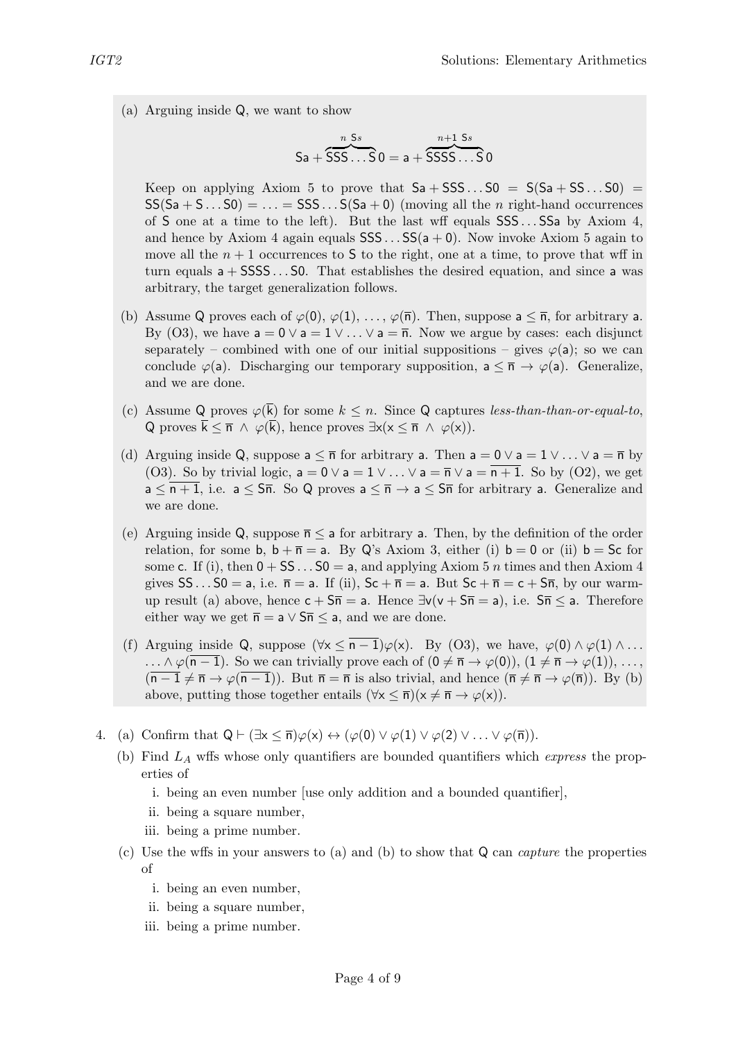(a) Arguing inside Q, we want to show

$$\mathsf{Sa} + \overbrace{\mathsf{SSS\ldots S}}^{n\ \mathsf{S}s}\mathsf{0} = \mathsf{a} + \overbrace{\mathsf{SSSS\ldots S}}^{n+1\ \mathsf{S}s}\mathsf{0}$$

Keep on applying Axiom 5 to prove that $\mathsf{Sa} + \mathsf{SSS\ldots S0} = \mathsf{S(Sa + SS\ldots S0)} = \mathsf{SS(Sa + S\ldots S0)} = \ldots = \mathsf{SSS\ldots S(Sa + 0)}$ (moving all the $n$ right-hand occurrences of S one at a time to the left). But the last wff equals $\mathsf{SSS\ldots SSa}$ by Axiom 4, and hence by Axiom 4 again equals $\mathsf{SSS\ldots SS(a + 0)}$. Now invoke Axiom 5 again to move all the $n + 1$ occurrences to S to the right, one at a time, to prove that wff in turn equals $\mathsf{a + SSSS\ldots S0}$. That establishes the desired equation, and since a was arbitrary, the target generalization follows.

(b) Assume Q proves each of $\varphi(\mathsf{0}), \varphi(\mathsf{1}), \ldots, \varphi(\overline{\mathsf{n}})$. Then, suppose $\mathsf{a} \leq \overline{\mathsf{n}}$, for arbitrary a. By (O3), we have $\mathsf{a = 0 \lor a = 1} \lor \ldots \lor \mathsf{a} = \overline{\mathsf{n}}$. Now we argue by cases: each disjunct separately – combined with one of our initial suppositions – gives $\varphi(\mathsf{a})$; so we can conclude $\varphi(\mathsf{a})$. Discharging our temporary supposition, $\mathsf{a} \leq \overline{\mathsf{n}} \to \varphi(\mathsf{a})$. Generalize, and we are done.

(c) Assume Q proves $\varphi(\overline{\mathsf{k}})$ for some $k \leq n$. Since Q captures *less-than-than-or-equal-to*, Q proves $\overline{\mathsf{k}} \leq \overline{\mathsf{n}} \land \varphi(\overline{\mathsf{k}})$, hence proves $\exists\mathsf{x}(\mathsf{x} \leq \overline{\mathsf{n}} \land \varphi(\mathsf{x}))$.

(d) Arguing inside Q, suppose $\mathsf{a} \leq \overline{\mathsf{n}}$ for arbitrary a. Then $\mathsf{a = 0 \lor a = 1} \lor \ldots \lor \mathsf{a} = \overline{\mathsf{n}}$ by (O3). So by trivial logic, $\mathsf{a = 0 \lor a = 1} \lor \ldots \lor \mathsf{a} = \overline{\mathsf{n}} \lor \mathsf{a} = \overline{\mathsf{n+1}}$. So by (O2), we get $\mathsf{a} \leq \overline{\mathsf{n+1}}$, i.e. $\mathsf{a} \leq \mathsf{S}\overline{\mathsf{n}}$. So Q proves $\mathsf{a} \leq \overline{\mathsf{n}} \to \mathsf{a} \leq \mathsf{S}\overline{\mathsf{n}}$ for arbitrary a. Generalize and we are done.

(e) Arguing inside Q, suppose $\overline{\mathsf{n}} \leq \mathsf{a}$ for arbitrary a. Then, by the definition of the order relation, for some b, $\mathsf{b} + \overline{\mathsf{n}} = \mathsf{a}$. By Q's Axiom 3, either (i) $\mathsf{b = 0}$ or (ii) $\mathsf{b = Sc}$ for some c. If (i), then $\mathsf{0 + SS\ldots S0 = a}$, and applying Axiom 5 $n$ times and then Axiom 4 gives $\mathsf{SS\ldots S0 = a}$, i.e. $\overline{\mathsf{n}} = \mathsf{a}$. If (ii), $\mathsf{Sc} + \overline{\mathsf{n}} = \mathsf{a}$. But $\mathsf{Sc} + \overline{\mathsf{n}} = \mathsf{c} + \mathsf{S}\overline{\mathsf{n}}$, by our warm-up result (a) above, hence $\mathsf{c} + \mathsf{S}\overline{\mathsf{n}} = \mathsf{a}$. Hence $\exists\mathsf{v}(\mathsf{v} + \mathsf{S}\overline{\mathsf{n}} = \mathsf{a})$, i.e. $\mathsf{S}\overline{\mathsf{n}} \leq \mathsf{a}$. Therefore either way we get $\overline{\mathsf{n}} = \mathsf{a} \lor \mathsf{S}\overline{\mathsf{n}} \leq \mathsf{a}$, and we are done.

(f) Arguing inside Q, suppose $(\forall\mathsf{x} \leq \overline{\mathsf{n-1}})\varphi(\mathsf{x})$. By (O3), we have, $\varphi(\mathsf{0}) \land \varphi(\mathsf{1}) \land \ldots \land \varphi(\overline{\mathsf{n-1}})$. So we can trivially prove each of $(\mathsf{0} \neq \overline{\mathsf{n}} \to \varphi(\mathsf{0}))$, $(\mathsf{1} \neq \overline{\mathsf{n}} \to \varphi(\mathsf{1}))$, ..., $(\overline{\mathsf{n-1}} \neq \overline{\mathsf{n}} \to \varphi(\overline{\mathsf{n-1}}))$. But $\overline{\mathsf{n}} = \overline{\mathsf{n}}$ is also trivial, and hence $(\overline{\mathsf{n}} \neq \overline{\mathsf{n}} \to \varphi(\overline{\mathsf{n}}))$. By (b) above, putting those together entails $(\forall\mathsf{x} \leq \overline{\mathsf{n}})(\mathsf{x} \neq \overline{\mathsf{n}} \to \varphi(\mathsf{x}))$.

4. (a) Confirm that $\mathsf{Q} \vdash (\exists\mathsf{x} \leq \overline{\mathsf{n}})\varphi(\mathsf{x}) \leftrightarrow (\varphi(\mathsf{0}) \lor \varphi(\mathsf{1}) \lor \varphi(\mathsf{2}) \lor \ldots \lor \varphi(\overline{\mathsf{n}}))$.

   (b) Find $L_A$ wffs whose only quantifiers are bounded quantifiers which *express* the properties of

   i. being an even number [use only addition and a bounded quantifier],
   ii. being a square number,
   iii. being a prime number.

   (c) Use the wffs in your answers to (a) and (b) to show that Q can *capture* the properties of

   i. being an even number,
   ii. being a square number,
   iii. being a prime number.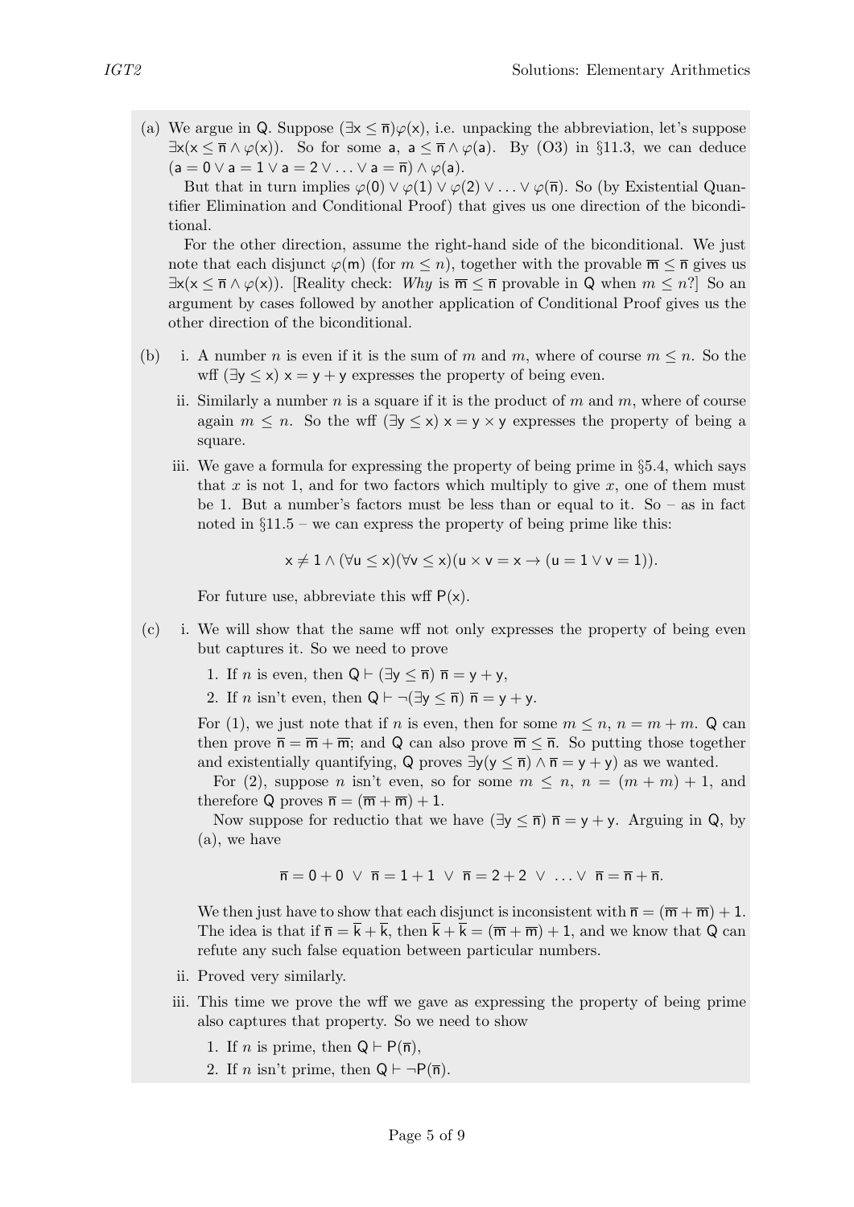(a) We argue in Q. Suppose $(\exists x \leq \overline{n})\varphi(x)$, i.e. unpacking the abbreviation, let's suppose $\exists x(x \leq \overline{n} \wedge \varphi(x))$. So for some a, $a \leq \overline{n} \wedge \varphi(a)$. By (O3) in §11.3, we can deduce $(a = 0 \vee a = 1 \vee a = 2 \vee \ldots \vee a = \overline{n}) \wedge \varphi(a)$.

But that in turn implies $\varphi(0) \vee \varphi(1) \vee \varphi(2) \vee \ldots \vee \varphi(\overline{n})$. So (by Existential Quantifier Elimination and Conditional Proof) that gives us one direction of the biconditional.

For the other direction, assume the right-hand side of the biconditional. We just note that each disjunct $\varphi(m)$ (for $m \leq n$), together with the provable $\overline{m} \leq \overline{n}$ gives us $\exists x(x \leq \overline{n} \wedge \varphi(x))$. [Reality check: *Why* is $\overline{m} \leq \overline{n}$ provable in Q when $m \leq n$?] So an argument by cases followed by another application of Conditional Proof gives us the other direction of the biconditional.

(b) i. A number $n$ is even if it is the sum of $m$ and $m$, where of course $m \leq n$. So the wff $(\exists y \leq x)\, x = y + y$ expresses the property of being even.

ii. Similarly a number $n$ is a square if it is the product of $m$ and $m$, where of course again $m \leq n$. So the wff $(\exists y \leq x)\, x = y \times y$ expresses the property of being a square.

iii. We gave a formula for expressing the property of being prime in §5.4, which says that $x$ is not 1, and for two factors which multiply to give $x$, one of them must be 1. But a number's factors must be less than or equal to it. So – as in fact noted in §11.5 – we can express the property of being prime like this:

$$x \neq 1 \wedge (\forall u \leq x)(\forall v \leq x)(u \times v = x \to (u = 1 \vee v = 1)).$$

For future use, abbreviate this wff $P(x)$.

(c) i. We will show that the same wff not only expresses the property of being even but captures it. So we need to prove

1. If $n$ is even, then $Q \vdash (\exists y \leq \overline{n})\, \overline{n} = y + y$,
2. If $n$ isn't even, then $Q \vdash \neg(\exists y \leq \overline{n})\, \overline{n} = y + y$.

For (1), we just note that if $n$ is even, then for some $m \leq n$, $n = m + m$. Q can then prove $\overline{n} = \overline{m} + \overline{m}$; and Q can also prove $\overline{m} \leq \overline{n}$. So putting those together and existentially quantifying, Q proves $\exists y(y \leq \overline{n}) \wedge \overline{n} = y + y)$ as we wanted.

For (2), suppose $n$ isn't even, so for some $m \leq n$, $n = (m + m) + 1$, and therefore Q proves $\overline{n} = (\overline{m} + \overline{m}) + 1$.

Now suppose for reductio that we have $(\exists y \leq \overline{n})\, \overline{n} = y + y$. Arguing in Q, by (a), we have

$$\overline{n} = 0 + 0 \ \vee\ \overline{n} = 1 + 1 \ \vee\ \overline{n} = 2 + 2 \ \vee\ \ldots \vee\ \overline{n} = \overline{n} + \overline{n}.$$

We then just have to show that each disjunct is inconsistent with $\overline{n} = (\overline{m} + \overline{m}) + 1$. The idea is that if $\overline{n} = \overline{k} + \overline{k}$, then $\overline{k} + \overline{k} = (\overline{m} + \overline{m}) + 1$, and we know that Q can refute any such false equation between particular numbers.

ii. Proved very similarly.

iii. This time we prove the wff we gave as expressing the property of being prime also captures that property. So we need to show

1. If $n$ is prime, then $Q \vdash P(\overline{n})$,
2. If $n$ isn't prime, then $Q \vdash \neg P(\overline{n})$.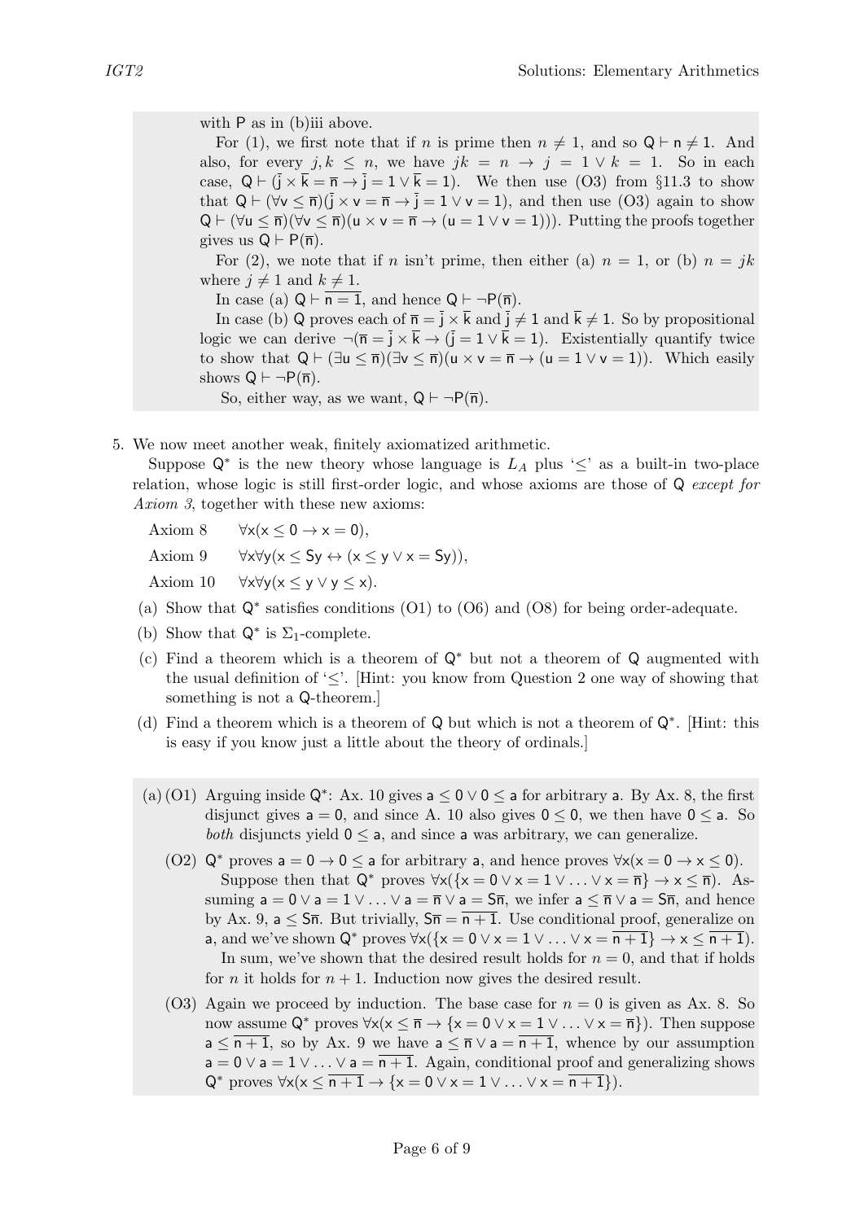with $\mathsf{P}$ as in (b)iii above.

For (1), we first note that if $n$ is prime then $n \neq 1$, and so $\mathsf{Q} \vdash \mathsf{n} \neq 1$. And also, for every $j, k \leq n$, we have $jk = n \rightarrow j = 1 \vee k = 1$. So in each case, $\mathsf{Q} \vdash (\bar{\mathsf{j}} \times \bar{\mathsf{k}} = \bar{\mathsf{n}} \rightarrow \bar{\mathsf{j}} = 1 \vee \bar{\mathsf{k}} = 1)$. We then use (O3) from §11.3 to show that $\mathsf{Q} \vdash (\forall \mathsf{v} \leq \bar{\mathsf{n}})(\bar{\mathsf{j}} \times \mathsf{v} = \bar{\mathsf{n}} \rightarrow \bar{\mathsf{j}} = 1 \vee \mathsf{v} = 1)$, and then use (O3) again to show $\mathsf{Q} \vdash (\forall \mathsf{u} \leq \bar{\mathsf{n}})(\forall \mathsf{v} \leq \bar{\mathsf{n}})(\mathsf{u} \times \mathsf{v} = \bar{\mathsf{n}} \rightarrow (\mathsf{u} = 1 \vee \mathsf{v} = 1)))$. Putting the proofs together gives us $\mathsf{Q} \vdash \mathsf{P}(\bar{\mathsf{n}})$.

For (2), we note that if $n$ isn't prime, then either (a) $n = 1$, or (b) $n = jk$ where $j \neq 1$ and $k \neq 1$.

In case (a) $\mathsf{Q} \vdash \overline{\mathsf{n} = 1}$, and hence $\mathsf{Q} \vdash \neg\mathsf{P}(\bar{\mathsf{n}})$.

In case (b) $\mathsf{Q}$ proves each of $\bar{\mathsf{n}} = \bar{\mathsf{j}} \times \bar{\mathsf{k}}$ and $\bar{\mathsf{j}} \neq 1$ and $\bar{\mathsf{k}} \neq 1$. So by propositional logic we can derive $\neg(\bar{\mathsf{n}} = \bar{\mathsf{j}} \times \bar{\mathsf{k}} \rightarrow (\bar{\mathsf{j}} = 1 \vee \bar{\mathsf{k}} = 1)$. Existentially quantify twice to show that $\mathsf{Q} \vdash (\exists \mathsf{u} \leq \bar{\mathsf{n}})(\exists \mathsf{v} \leq \bar{\mathsf{n}})(\mathsf{u} \times \mathsf{v} = \bar{\mathsf{n}} \rightarrow (\mathsf{u} = 1 \vee \mathsf{v} = 1))$. Which easily shows $\mathsf{Q} \vdash \neg\mathsf{P}(\bar{\mathsf{n}})$.

So, either way, as we want, $\mathsf{Q} \vdash \neg\mathsf{P}(\bar{\mathsf{n}})$.

5. We now meet another weak, finitely axiomatized arithmetic.

   Suppose $\mathsf{Q}^*$ is the new theory whose language is $L_A$ plus '$\leq$' as a built-in two-place relation, whose logic is still first-order logic, and whose axioms are those of $\mathsf{Q}$ *except for Axiom 3*, together with these new axioms:

   Axiom 8 $\quad \forall \mathsf{x}(\mathsf{x} \leq 0 \rightarrow \mathsf{x} = 0)$,

   Axiom 9 $\quad \forall \mathsf{x}\forall \mathsf{y}(\mathsf{x} \leq \mathsf{Sy} \leftrightarrow (\mathsf{x} \leq \mathsf{y} \vee \mathsf{x} = \mathsf{Sy}))$,

   Axiom 10 $\quad \forall \mathsf{x}\forall \mathsf{y}(\mathsf{x} \leq \mathsf{y} \vee \mathsf{y} \leq \mathsf{x})$.

   (a) Show that $\mathsf{Q}^*$ satisfies conditions (O1) to (O6) and (O8) for being order-adequate.

   (b) Show that $\mathsf{Q}^*$ is $\Sigma_1$-complete.

   (c) Find a theorem which is a theorem of $\mathsf{Q}^*$ but not a theorem of $\mathsf{Q}$ augmented with the usual definition of '$\leq$'. [Hint: you know from Question 2 one way of showing that something is not a $\mathsf{Q}$-theorem.]

   (d) Find a theorem which is a theorem of $\mathsf{Q}$ but which is not a theorem of $\mathsf{Q}^*$. [Hint: this is easy if you know just a little about the theory of ordinals.]

(a) (O1) Arguing inside $\mathsf{Q}^*$: Ax. 10 gives $\mathsf{a} \leq 0 \vee 0 \leq \mathsf{a}$ for arbitrary $\mathsf{a}$. By Ax. 8, the first disjunct gives $\mathsf{a} = 0$, and since A. 10 also gives $0 \leq 0$, we then have $0 \leq \mathsf{a}$. So *both* disjuncts yield $0 \leq \mathsf{a}$, and since $\mathsf{a}$ was arbitrary, we can generalize.

(O2) $\mathsf{Q}^*$ proves $\mathsf{a} = 0 \rightarrow 0 \leq \mathsf{a}$ for arbitrary $\mathsf{a}$, and hence proves $\forall \mathsf{x}(\mathsf{x} = 0 \rightarrow \mathsf{x} \leq 0)$.

Suppose then that $\mathsf{Q}^*$ proves $\forall \mathsf{x}(\{\mathsf{x} = 0 \vee \mathsf{x} = 1 \vee \ldots \vee \mathsf{x} = \bar{\mathsf{n}}\} \rightarrow \mathsf{x} \leq \bar{\mathsf{n}})$. Assuming $\mathsf{a} = 0 \vee \mathsf{a} = 1 \vee \ldots \vee \mathsf{a} = \bar{\mathsf{n}} \vee \mathsf{a} = \mathsf{S}\bar{\mathsf{n}}$, we infer $\mathsf{a} \leq \bar{\mathsf{n}} \vee \mathsf{a} = \mathsf{S}\bar{\mathsf{n}}$, and hence by Ax. 9, $\mathsf{a} \leq \mathsf{S}\bar{\mathsf{n}}$. But trivially, $\mathsf{S}\bar{\mathsf{n}} = \overline{\mathsf{n}+1}$. Use conditional proof, generalize on $\mathsf{a}$, and we've shown $\mathsf{Q}^*$ proves $\forall \mathsf{x}(\{\mathsf{x} = 0 \vee \mathsf{x} = 1 \vee \ldots \vee \mathsf{x} = \overline{\mathsf{n}+1}\} \rightarrow \mathsf{x} \leq \overline{\mathsf{n}+1})$.

In sum, we've shown that the desired result holds for $n = 0$, and that if holds for $n$ it holds for $n + 1$. Induction now gives the desired result.

(O3) Again we proceed by induction. The base case for $n = 0$ is given as Ax. 8. So now assume $\mathsf{Q}^*$ proves $\forall \mathsf{x}(\mathsf{x} \leq \bar{\mathsf{n}} \rightarrow \{\mathsf{x} = 0 \vee \mathsf{x} = 1 \vee \ldots \mathsf{x} = \bar{\mathsf{n}}\})$. Then suppose $\mathsf{a} \leq \overline{\mathsf{n}+1}$, so by Ax. 9 we have $\mathsf{a} \leq \bar{\mathsf{n}} \vee \mathsf{a} = \overline{\mathsf{n}+1}$, whence by our assumption $\mathsf{a} = 0 \vee \mathsf{a} = 1 \vee \ldots \vee \mathsf{a} = \overline{\mathsf{n}+1}$. Again, conditional proof and generalizing shows $\mathsf{Q}^*$ proves $\forall \mathsf{x}(\mathsf{x} \leq \overline{\mathsf{n}+1} \rightarrow \{\mathsf{x} = 0 \vee \mathsf{x} = 1 \vee \ldots \vee \mathsf{x} = \overline{\mathsf{n}+1}\})$.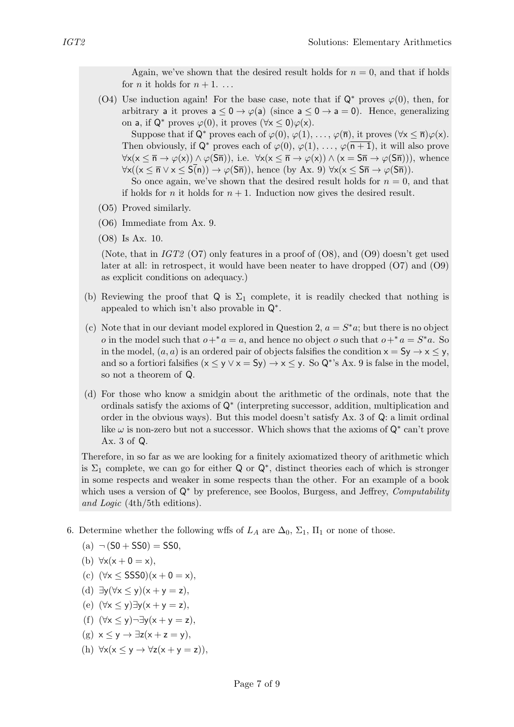Again, we've shown that the desired result holds for $n = 0$, and that if holds for $n$ it holds for $n + 1$. ...

(O4) Use induction again! For the base case, note that if $\mathsf{Q}^*$ proves $\varphi(0)$, then, for arbitrary $\mathsf{a}$ it proves $\mathsf{a} \leq 0 \to \varphi(\mathsf{a})$ (since $\mathsf{a} \leq 0 \to \mathsf{a} = 0$). Hence, generalizing on $\mathsf{a}$, if $\mathsf{Q}^*$ proves $\varphi(0)$, it proves $(\forall \mathsf{x} \leq 0)\varphi(\mathsf{x})$.

Suppose that if $\mathsf{Q}^*$ proves each of $\varphi(0), \varphi(1), \ldots, \varphi(\overline{\mathsf{n}})$, it proves $(\forall \mathsf{x} \leq \overline{\mathsf{n}})\varphi(\mathsf{x})$. Then obviously, if $\mathsf{Q}^*$ proves each of $\varphi(0), \varphi(1), \ldots, \varphi(\overline{\mathsf{n}+1})$, it will also prove $\forall \mathsf{x}(\mathsf{x} \leq \overline{\mathsf{n}} \to \varphi(\mathsf{x})) \wedge \varphi(\mathsf{S}\overline{\mathsf{n}})$), i.e. $\forall \mathsf{x}(\mathsf{x} \leq \overline{\mathsf{n}} \to \varphi(\mathsf{x})) \wedge (\mathsf{x} = \mathsf{S}\overline{\mathsf{n}} \to \varphi(\mathsf{S}\overline{\mathsf{n}})))$, whence $\forall \mathsf{x}((\mathsf{x} \leq \overline{\mathsf{n}} \vee \mathsf{x} \leq \mathsf{S}(\overline{\mathsf{n}})) \to \varphi(\mathsf{S}\overline{\mathsf{n}}))$, hence (by Ax. 9) $\forall \mathsf{x}(\mathsf{x} \leq \mathsf{S}\overline{\mathsf{n}} \to \varphi(\mathsf{S}\overline{\mathsf{n}}))$.

So once again, we've shown that the desired result holds for $n = 0$, and that if holds for $n$ it holds for $n + 1$. Induction now gives the desired result.

(O5) Proved similarly.

(O6) Immediate from Ax. 9.

(O8) Is Ax. 10.

(Note, that in *IGT2* (O7) only features in a proof of (O8), and (O9) doesn't get used later at all: in retrospect, it would have been neater to have dropped (O7) and (O9) as explicit conditions on adequacy.)

(b) Reviewing the proof that $\mathsf{Q}$ is $\Sigma_1$ complete, it is readily checked that nothing is appealed to which isn't also provable in $\mathsf{Q}^*$.

(c) Note that in our deviant model explored in Question 2, $a = S^*a$; but there is no object $o$ in the model such that $o +^* a = a$, and hence no object $o$ such that $o +^* a = S^*a$. So in the model, $(a, a)$ is an ordered pair of objects falsifies the condition $\mathsf{x} = \mathsf{Sy} \to \mathsf{x} \leq \mathsf{y}$, and so a fortiori falsifies $(\mathsf{x} \leq \mathsf{y} \vee \mathsf{x} = \mathsf{Sy}) \to \mathsf{x} \leq \mathsf{y}$. So $\mathsf{Q}^*$'s Ax. 9 is false in the model, so not a theorem of $\mathsf{Q}$.

(d) For those who know a smidgin about the arithmetic of the ordinals, note that the ordinals satisfy the axioms of $\mathsf{Q}^*$ (interpreting successor, addition, multiplication and order in the obvious ways). But this model doesn't satisfy Ax. 3 of $\mathsf{Q}$: a limit ordinal like $\omega$ is non-zero but not a successor. Which shows that the axioms of $\mathsf{Q}^*$ can't prove Ax. 3 of $\mathsf{Q}$.

Therefore, in so far as we are looking for a finitely axiomatized theory of arithmetic which is $\Sigma_1$ complete, we can go for either $\mathsf{Q}$ or $\mathsf{Q}^*$, distinct theories each of which is stronger in some respects and weaker in some respects than the other. For an example of a book which uses a version of $\mathsf{Q}^*$ by preference, see Boolos, Burgess, and Jeffrey, *Computability and Logic* (4th/5th editions).

6. Determine whether the following wffs of $L_A$ are $\Delta_0$, $\Sigma_1$, $\Pi_1$ or none of those.

   (a) $\neg\,(\mathsf{S0} + \mathsf{SS0}) = \mathsf{SS0}$,

   (b) $\forall \mathsf{x}(\mathsf{x} + 0 = \mathsf{x})$,

   (c) $(\forall \mathsf{x} \leq \mathsf{SSS0})(\mathsf{x} + 0 = \mathsf{x})$,

   (d) $\exists \mathsf{y}(\forall \mathsf{x} \leq \mathsf{y})(\mathsf{x} + \mathsf{y} = \mathsf{z})$,

   (e) $(\forall \mathsf{x} \leq \mathsf{y})\exists \mathsf{y}(\mathsf{x} + \mathsf{y} = \mathsf{z})$,

   (f) $(\forall \mathsf{x} \leq \mathsf{y})\neg\exists \mathsf{y}(\mathsf{x} + \mathsf{y} = \mathsf{z})$,

   (g) $\mathsf{x} \leq \mathsf{y} \to \exists \mathsf{z}(\mathsf{x} + \mathsf{z} = \mathsf{y})$,

   (h) $\forall \mathsf{x}(\mathsf{x} \leq \mathsf{y} \to \forall \mathsf{z}(\mathsf{x} + \mathsf{y} = \mathsf{z}))$,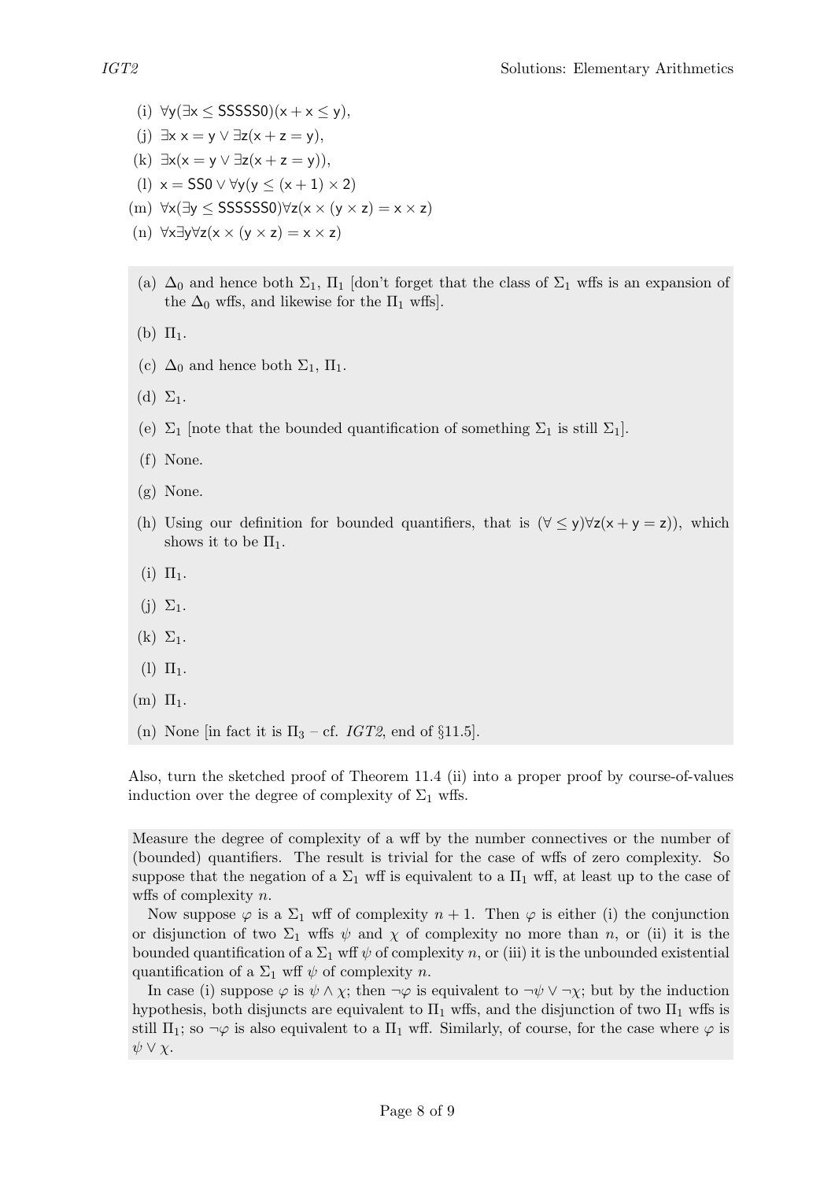(i) $\forall y(\exists x \leq SSSSS0)(x + x \leq y)$,

(j) $\exists x\, x = y \lor \exists z(x + z = y)$,

(k) $\exists x(x = y \lor \exists z(x + z = y))$,

(l) $x = SS0 \lor \forall y(y \leq (x + 1) \times 2)$

(m) $\forall x(\exists y \leq SSSSSS0)\forall z(x \times (y \times z) = x \times z)$

(n) $\forall x \exists y \forall z(x \times (y \times z) = x \times z)$

(a) $\Delta_0$ and hence both $\Sigma_1$, $\Pi_1$ [don't forget that the class of $\Sigma_1$ wffs is an expansion of the $\Delta_0$ wffs, and likewise for the $\Pi_1$ wffs].

(b) $\Pi_1$.

(c) $\Delta_0$ and hence both $\Sigma_1$, $\Pi_1$.

(d) $\Sigma_1$.

(e) $\Sigma_1$ [note that the bounded quantification of something $\Sigma_1$ is still $\Sigma_1$].

(f) None.

(g) None.

(h) Using our definition for bounded quantifiers, that is $(\forall \leq y)\forall z(x + y = z))$, which shows it to be $\Pi_1$.

(i) $\Pi_1$.

(j) $\Sigma_1$.

(k) $\Sigma_1$.

(l) $\Pi_1$.

(m) $\Pi_1$.

(n) None [in fact it is $\Pi_3$ – cf. *IGT2*, end of §11.5].

Also, turn the sketched proof of Theorem 11.4 (ii) into a proper proof by course-of-values induction over the degree of complexity of $\Sigma_1$ wffs.

Measure the degree of complexity of a wff by the number connectives or the number of (bounded) quantifiers. The result is trivial for the case of wffs of zero complexity. So suppose that the negation of a $\Sigma_1$ wff is equivalent to a $\Pi_1$ wff, at least up to the case of wffs of complexity $n$.

Now suppose $\varphi$ is a $\Sigma_1$ wff of complexity $n + 1$. Then $\varphi$ is either (i) the conjunction or disjunction of two $\Sigma_1$ wffs $\psi$ and $\chi$ of complexity no more than $n$, or (ii) it is the bounded quantification of a $\Sigma_1$ wff $\psi$ of complexity $n$, or (iii) it is the unbounded existential quantification of a $\Sigma_1$ wff $\psi$ of complexity $n$.

In case (i) suppose $\varphi$ is $\psi \land \chi$; then $\neg\varphi$ is equivalent to $\neg\psi \lor \neg\chi$; but by the induction hypothesis, both disjuncts are equivalent to $\Pi_1$ wffs, and the disjunction of two $\Pi_1$ wffs is still $\Pi_1$; so $\neg\varphi$ is also equivalent to a $\Pi_1$ wff. Similarly, of course, for the case where $\varphi$ is $\psi \lor \chi$.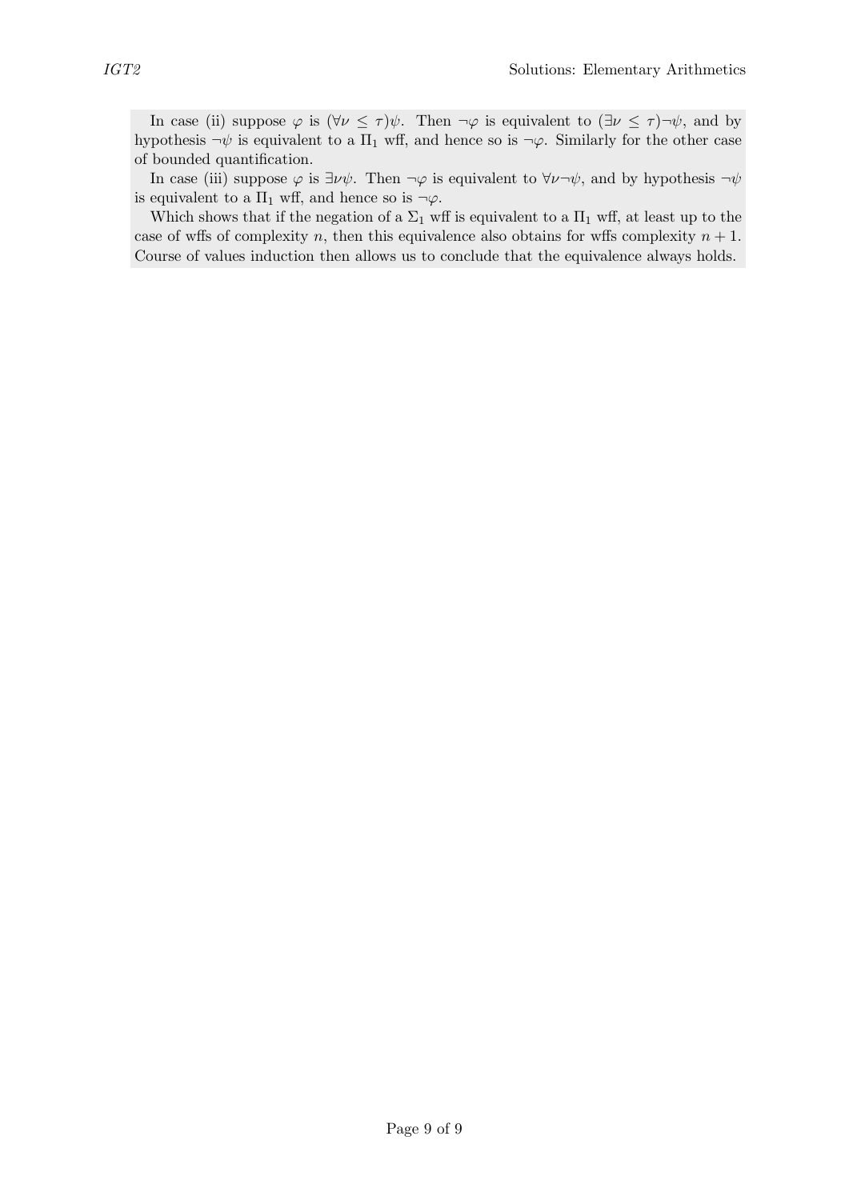In case (ii) suppose $\varphi$ is $(\forall \nu \leq \tau)\psi$. Then $\neg\varphi$ is equivalent to $(\exists \nu \leq \tau)\neg\psi$, and by hypothesis $\neg\psi$ is equivalent to a $\Pi_1$ wff, and hence so is $\neg\varphi$. Similarly for the other case of bounded quantification.

In case (iii) suppose $\varphi$ is $\exists\nu\psi$. Then $\neg\varphi$ is equivalent to $\forall\nu\neg\psi$, and by hypothesis $\neg\psi$ is equivalent to a $\Pi_1$ wff, and hence so is $\neg\varphi$.

Which shows that if the negation of a $\Sigma_1$ wff is equivalent to a $\Pi_1$ wff, at least up to the case of wffs of complexity $n$, then this equivalence also obtains for wffs complexity $n + 1$. Course of values induction then allows us to conclude that the equivalence always holds.